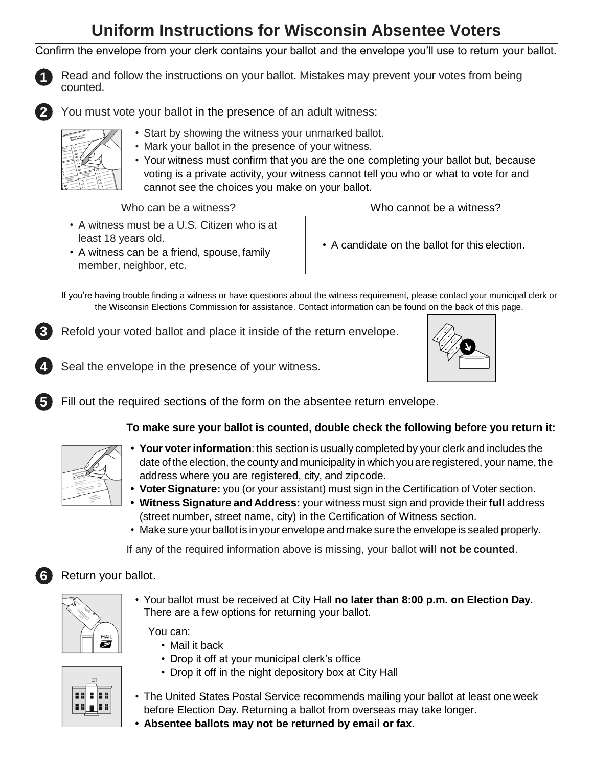# Uniform Instructions for Wisconsin Absentee Voters

Confirm the envelope from your clerk contains your ballot and the envelope you'll use to return your ballot.

**1** Read and follow the instructions on your ballot. Mistakes may prevent your votes from being counted.

**2** You must vote your ballot in the presence of an adult witness:

- Start by showing the witness your unmarked ballot.
- Mark your ballot in the presence of your witness.
- Your witness must confirm that you are the one completing your ballot but, because voting is a private activity, your witness cannot tell you who or what to vote for and cannot see the choices you make on your ballot.

| Who can be a witness? | Who cannot be a witness? |
| --- | --- |
| • A witness must be a U.S. Citizen who is at least 18 years old.<br>• A witness can be a friend, spouse, family member, neighbor, etc. | • A candidate on the ballot for this election. |

If you're having trouble finding a witness or have questions about the witness requirement, please contact your municipal clerk or the Wisconsin Elections Commission for assistance. Contact information can be found on the back of this page.

**3** Refold your voted ballot and place it inside of the return envelope.

**4** Seal the envelope in the presence of your witness.

**5** Fill out the required sections of the form on the absentee return envelope.

**To make sure your ballot is counted, double check the following before you return it:**

- **Your voter information**: this section is usually completed by your clerk and includes the date of the election, the county and municipality in which you are registered, your name, the address where you are registered, city, and zipcode.
- **Voter Signature:** you (or your assistant) must sign in the Certification of Voter section.
- **Witness Signature and Address:** your witness must sign and provide their **full** address (street number, street name, city) in the Certification of Witness section.
- Make sure your ballot is in your envelope and make sure the envelope is sealed properly.

If any of the required information above is missing, your ballot **will not be counted**.

**6** Return your ballot.

- Your ballot must be received at City Hall **no later than 8:00 p.m. on Election Day.** There are a few options for returning your ballot.

  You can:
  - Mail it back
  - Drop it off at your municipal clerk's office
  - Drop it off in the night depository box at City Hall
- The United States Postal Service recommends mailing your ballot at least one week before Election Day. Returning a ballot from overseas may take longer.
- **Absentee ballots may not be returned by email or fax.**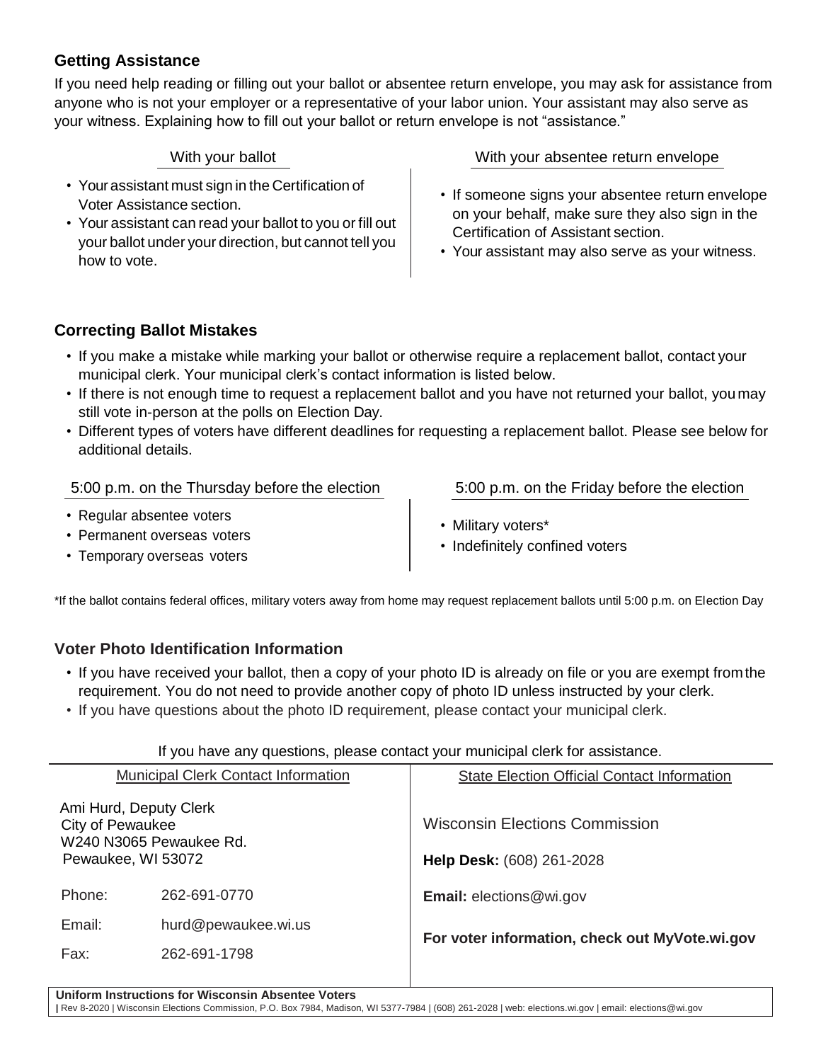## Getting Assistance

If you need help reading or filling out your ballot or absentee return envelope, you may ask for assistance from anyone who is not your employer or a representative of your labor union. Your assistant may also serve as your witness. Explaining how to fill out your ballot or return envelope is not "assistance."

**With your ballot**

- Your assistant must sign in the Certification of Voter Assistance section.
- Your assistant can read your ballot to you or fill out your ballot under your direction, but cannot tell you how to vote.

**With your absentee return envelope**

- If someone signs your absentee return envelope on your behalf, make sure they also sign in the Certification of Assistant section.
- Your assistant may also serve as your witness.

## Correcting Ballot Mistakes

- If you make a mistake while marking your ballot or otherwise require a replacement ballot, contact your municipal clerk. Your municipal clerk's contact information is listed below.
- If there is not enough time to request a replacement ballot and you have not returned your ballot, you may still vote in-person at the polls on Election Day.
- Different types of voters have different deadlines for requesting a replacement ballot. Please see below for additional details.

**5:00 p.m. on the Thursday before the election**

- Regular absentee voters
- Permanent overseas voters
- Temporary overseas voters

**5:00 p.m. on the Friday before the election**

- Military voters*
- Indefinitely confined voters

*If the ballot contains federal offices, military voters away from home may request replacement ballots until 5:00 p.m. on Election Day

## Voter Photo Identification Information

- If you have received your ballot, then a copy of your photo ID is already on file or you are exempt from the requirement. You do not need to provide another copy of photo ID unless instructed by your clerk.
- If you have questions about the photo ID requirement, please contact your municipal clerk.

If you have any questions, please contact your municipal clerk for assistance.

**Municipal Clerk Contact Information**

Ami Hurd, Deputy Clerk
City of Pewaukee
W240 N3065 Pewaukee Rd.
Pewaukee, WI 53072

Phone: 262-691-0770

Email: hurd@pewaukee.wi.us

Fax: 262-691-1798

**State Election Official Contact Information**

Wisconsin Elections Commission

**Help Desk:** (608) 261-2028

**Email:** elections@wi.gov

**For voter information, check out MyVote.wi.gov**

**Uniform Instructions for Wisconsin Absentee Voters**
| Rev 8-2020 | Wisconsin Elections Commission, P.O. Box 7984, Madison, WI 5377-7984 | (608) 261-2028 | web: elections.wi.gov | email: elections@wi.gov